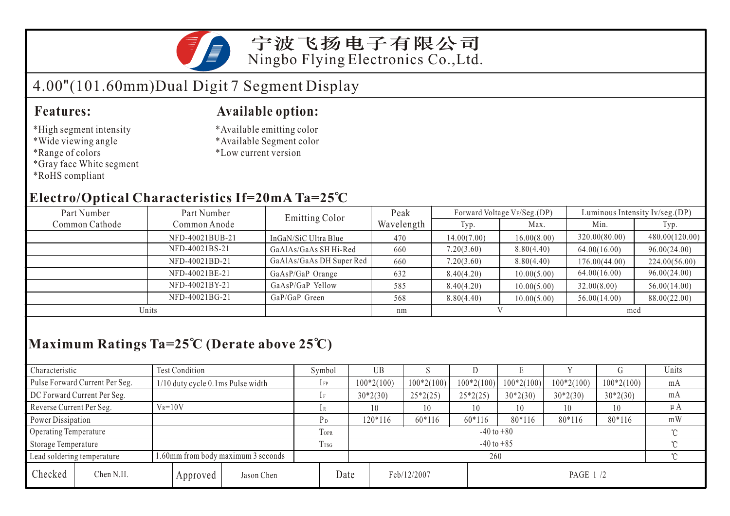# 宁波飞扬电子有限公司
Ningbo Flying Electronics Co.,Ltd.

## 4.00"(101.60mm)Dual Digit 7 Segment Display

### Features:

*High segment intensity
*Wide viewing angle
*Range of colors
*Gray face White segment
*RoHS compliant

### Available option:

*Available emitting color
*Available Segment color
*Low current version

### Electro/Optical Characteristics If=20mA Ta=25℃

| Part Number Common Cathode | Part Number Common Anode | Emitting Color | Peak Wavelength | Forward Voltage $V_F$/Seg.(DP) | | Luminous Intensity Iv/seg.(DP) | |
|---|---|---|---|---|---|---|---|
| | | | | Typ. | Max. | Min. | Typ. |
| | NFD-40021BUB-21 | InGaN/SiC Ultra Blue | 470 | 14.00(7.00) | 16.00(8.00) | 320.00(80.00) | 480.00(120.00) |
| | NFD-40021BS-21 | GaAlAs/GaAs SH Hi-Red | 660 | 7.20(3.60) | 8.80(4.40) | 64.00(16.00) | 96.00(24.00) |
| | NFD-40021BD-21 | GaAlAs/GaAs DH Super Red | 660 | 7.20(3.60) | 8.80(4.40) | 176.00(44.00) | 224.00(56.00) |
| | NFD-40021BE-21 | GaAsP/GaP Orange | 632 | 8.40(4.20) | 10.00(5.00) | 64.00(16.00) | 96.00(24.00) |
| | NFD-40021BY-21 | GaAsP/GaP Yellow | 585 | 8.40(4.20) | 10.00(5.00) | 32.00(8.00) | 56.00(14.00) |
| | NFD-40021BG-21 | GaP/GaP Green | 568 | 8.80(4.40) | 10.00(5.00) | 56.00(14.00) | 88.00(22.00) |
| Units | | | nm | V | | mcd | |

### Maximum Ratings Ta=25℃ (Derate above 25℃)

| Characteristic | Test Condition | Symbol | UB | S | D | E | Y | G | Units |
|---|---|---|---|---|---|---|---|---|---|
| Pulse Forward Current Per Seg. | 1/10 duty cycle 0.1ms Pulse width | $I_{FP}$ | 100*2(100) | 100*2(100) | 100*2(100) | 100*2(100) | 100*2(100) | 100*2(100) | mA |
| DC Forward Current Per Seg. | | $I_F$ | 30*2(30) | 25*2(25) | 25*2(25) | 30*2(30) | 30*2(30) | 30*2(30) | mA |
| Reverse Current Per Seg. | $V_R$=10V | $I_R$ | 10 | 10 | 10 | 10 | 10 | 10 | μA |
| Power Dissipation | | $P_D$ | 120*116 | 60*116 | 60*116 | 80*116 | 80*116 | 80*116 | mW |
| Operating Temperature | | $T_{OPR}$ | -40 to +80 | | | | | | ℃ |
| Storage Temperature | | $T_{TSG}$ | -40 to +85 | | | | | | ℃ |
| Lead soldering temperature | 1.60mm from body maximum 3 seconds | | 260 | | | | | | ℃ |

| Checked | Chen N.H. | Approved | Jason Chen | Date | Feb/12/2007 |
|---|---|---|---|---|---|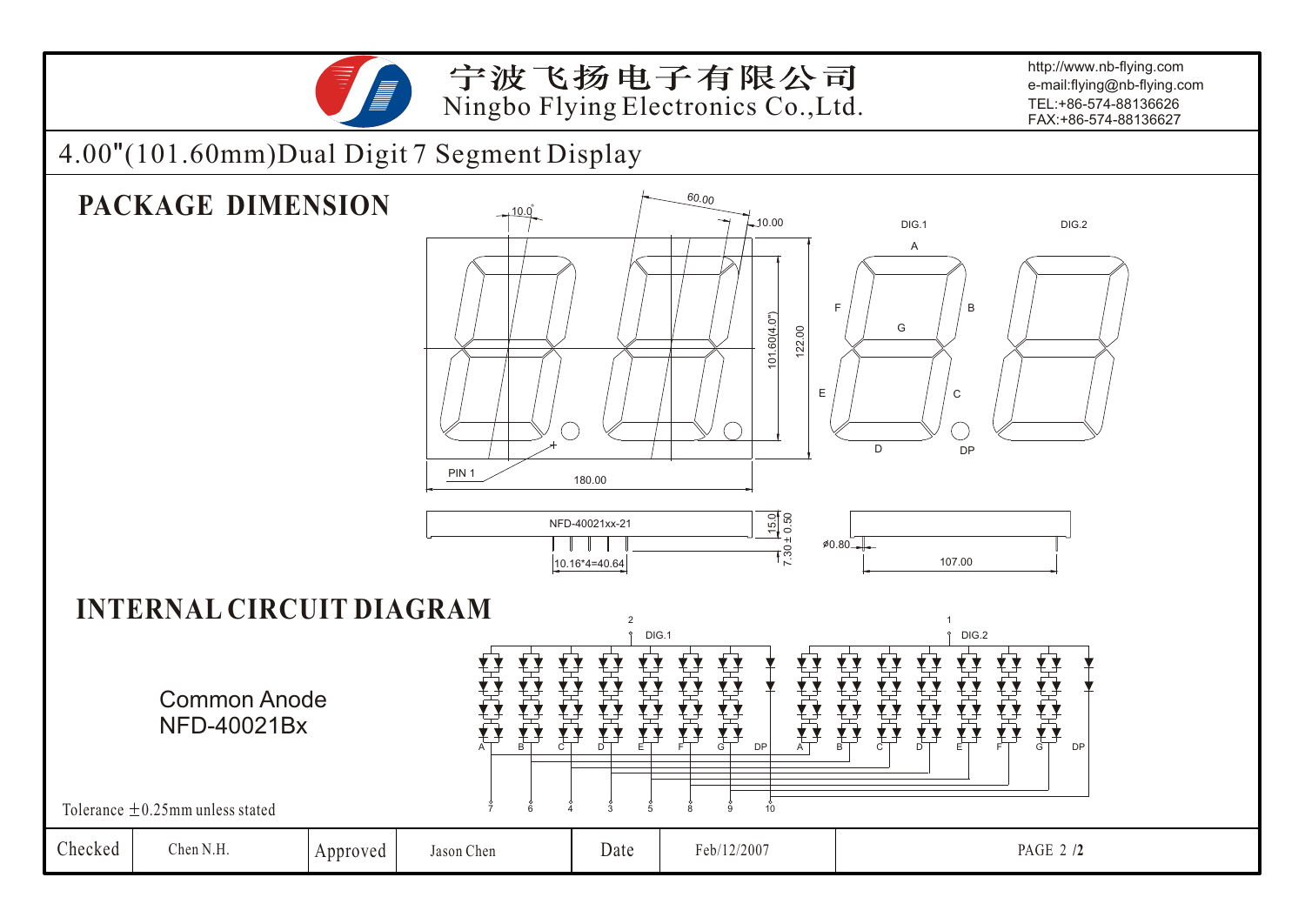宁波飞扬电子有限公司
Ningbo Flying Electronics Co.,Ltd.

http://www.nb-flying.com
e-mail:flying@nb-flying.com
TEL:+86-574-88136626
FAX:+86-574-88136627

# 4.00"(101.60mm)Dual Digit 7 Segment Display

## PACKAGE DIMENSION

10.0°
60.00
10.00
101.60(4.0")
122.00
PIN 1
180.00
NFD-40021xx-21
15.0
7.30 ± 0.50
10.16*4=40.64
ø0.80
107.00
DIG.1
DIG.2
A
B
C
D
E
F
G
DP

## INTERNAL CIRCUIT DIAGRAM

Common Anode
NFD-40021Bx

2
DIG.1
1
DIG.2
A B C D E F G DP
A B C D E F G DP
7 6 4 3 5 8 9 10

Tolerance ±0.25mm unless stated

| Checked | Chen N.H. | Approved | Jason Chen | Date | Feb/12/2007 |
| --- | --- | --- | --- | --- | --- |